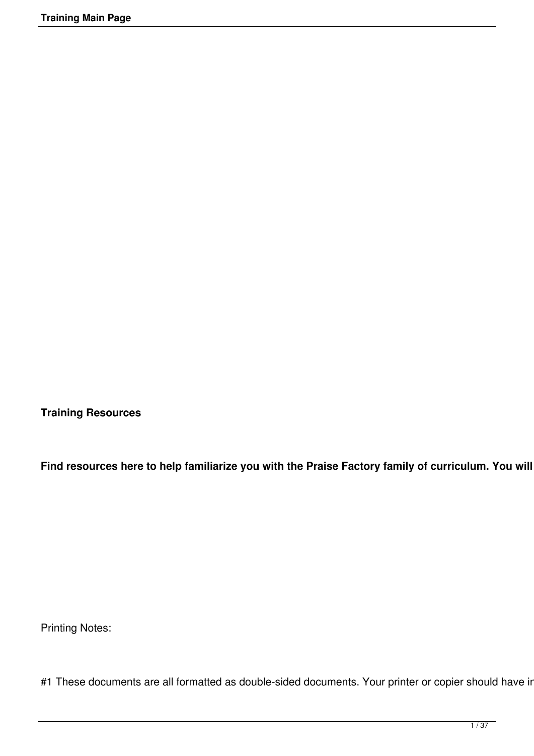**Training Resources**

**Find resources here to help familiarize you with the Praise Factory family of curriculum. You will**

Printing Notes:

#1 These documents are all formatted as double-sided documents. Your printer or copier should have in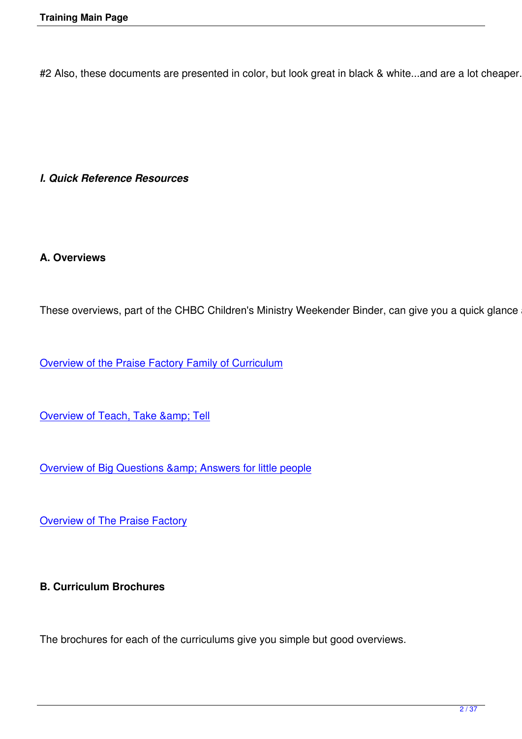#2 Also, these documents are presented in color, but look great in black & white...and are a lot cheaper.

***I. Quick Reference Resources***

**A. Overviews**

These overviews, part of the CHBC Children's Ministry Weekender Binder, can give you a quick glance

Overview of the Praise Factory Family of Curriculum

Overview of Teach, Take &amp; Tell

Overview of Big Questions &amp; Answers for little people

Overview of The Praise Factory

**B. Curriculum Brochures**

The brochures for each of the curriculums give you simple but good overviews.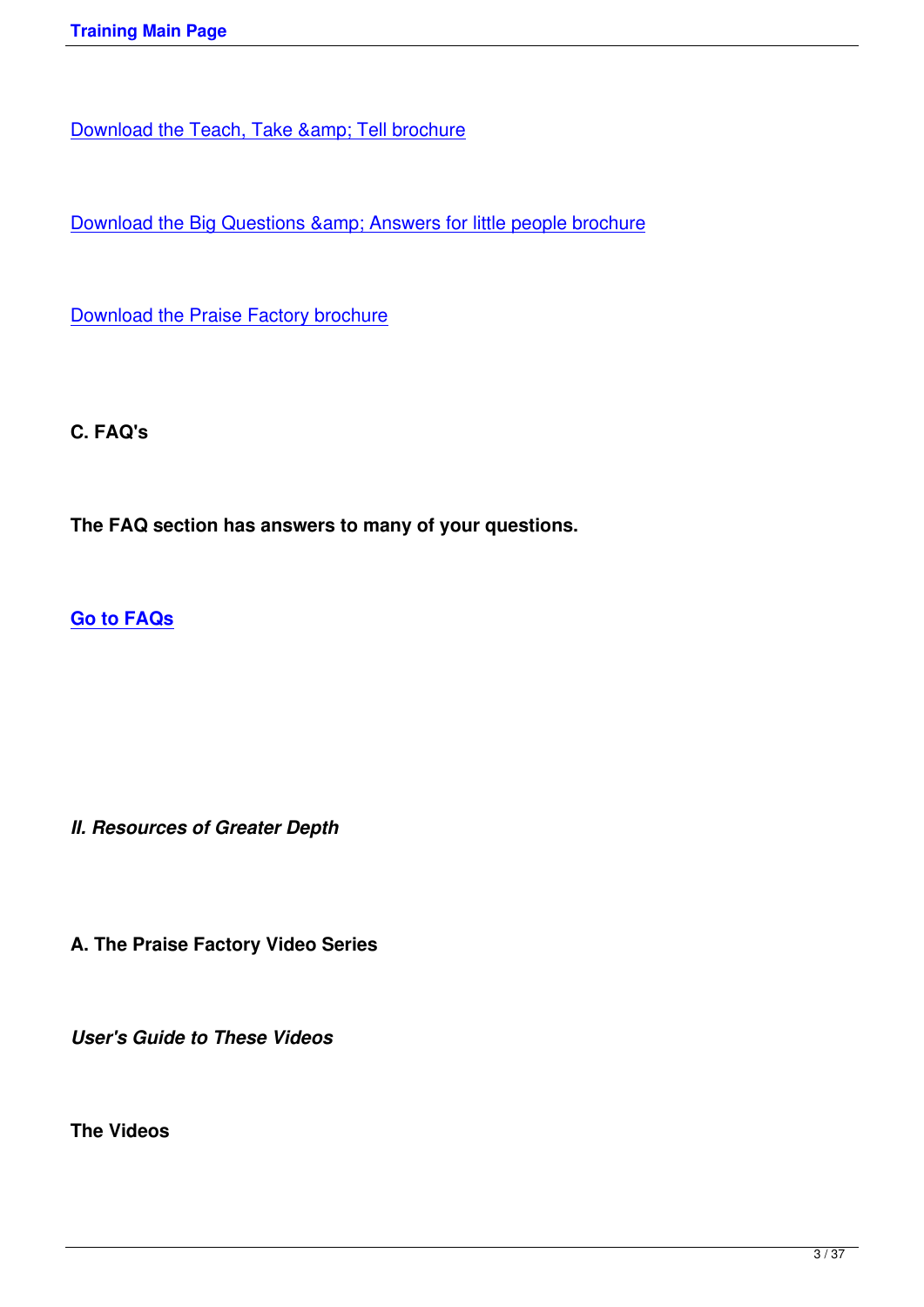Download the Teach, Take &amp; Tell brochure

Download the Big Questions &amp; Answers for little people brochure

Download the Praise Factory brochure

**C. FAQ's**

**The FAQ section has answers to many of your questions.**

**Go to FAQs**

***II. Resources of Greater Depth***

**A. The Praise Factory Video Series**

***User's Guide to These Videos***

**The Videos**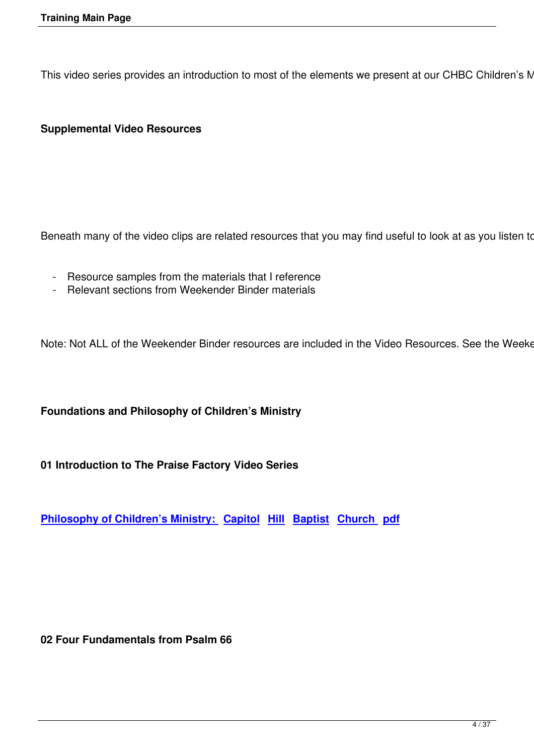This video series provides an introduction to most of the elements we present at our CHBC Children's M

### Supplemental Video Resources

Beneath many of the video clips are related resources that you may find useful to look at as you listen to

- Resource samples from the materials that I reference
- Relevant sections from Weekender Binder materials

Note: Not ALL of the Weekender Binder resources are included in the Video Resources. See the Weeke

### Foundations and Philosophy of Children's Ministry

### 01 Introduction to The Praise Factory Video Series

**Philosophy of Children's Ministry: Capitol Hill Baptist Church pdf**

### 02 Four Fundamentals from Psalm 66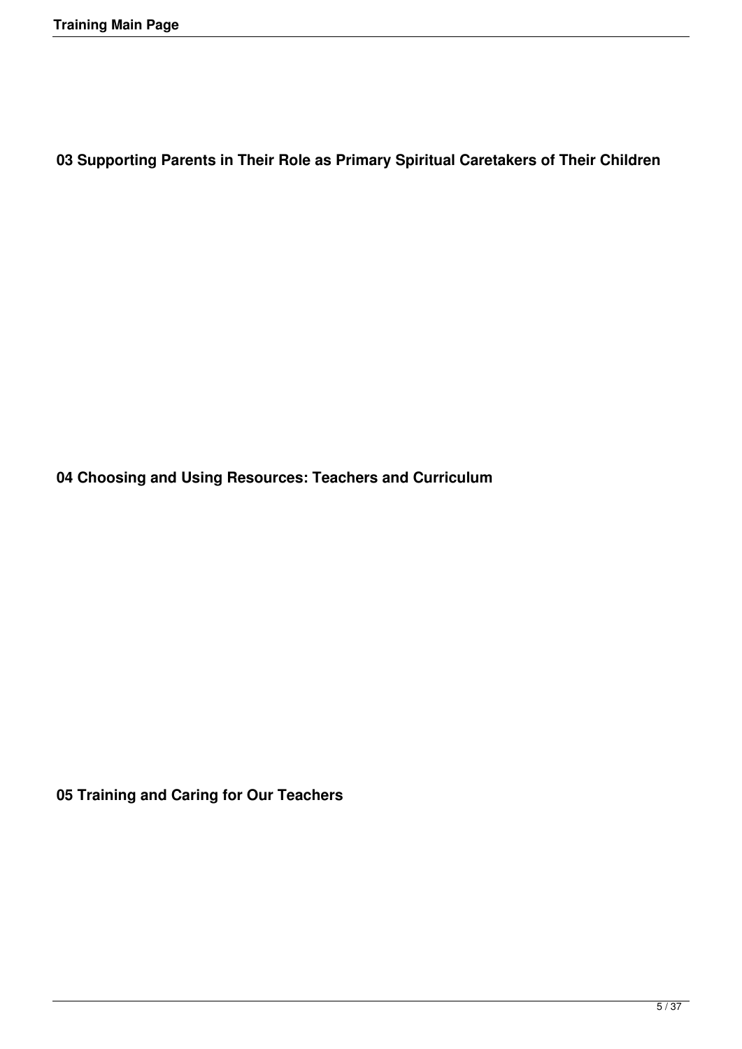**03 Supporting Parents in Their Role as Primary Spiritual Caretakers of Their Children**

**04 Choosing and Using Resources: Teachers and Curriculum**

**05 Training and Caring for Our Teachers**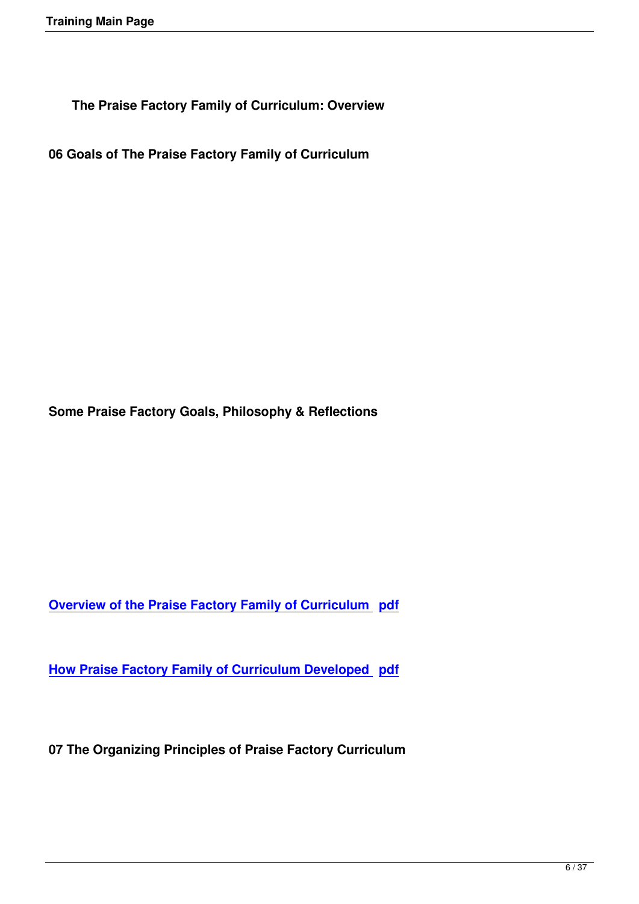## The Praise Factory Family of Curriculum: Overview

### 06 Goals of The Praise Factory Family of Curriculum

### Some Praise Factory Goals, Philosophy & Reflections

**Overview of the Praise Factory Family of Curriculum  pdf**

**How Praise Factory Family of Curriculum Developed  pdf**

### 07 The Organizing Principles of Praise Factory Curriculum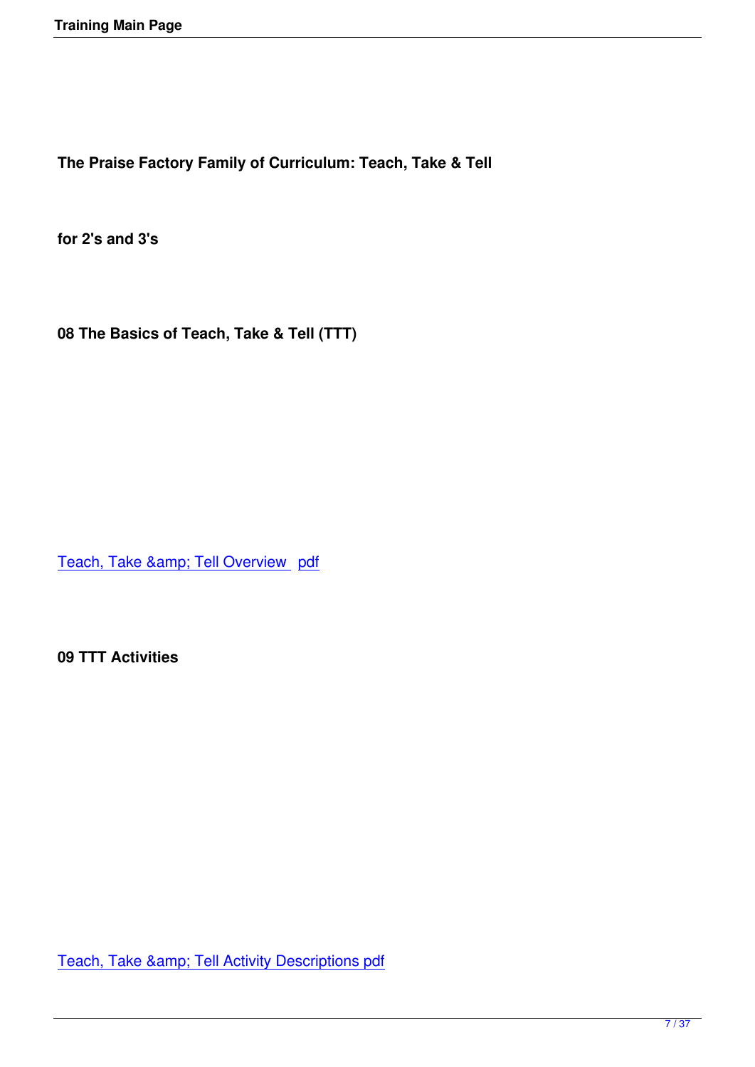**The Praise Factory Family of Curriculum: Teach, Take & Tell**

**for 2's and 3's**

**08 The Basics of Teach, Take & Tell (TTT)**

Teach, Take &amp; Tell Overview  pdf

**09 TTT Activities**

Teach, Take &amp; Tell Activity Descriptions pdf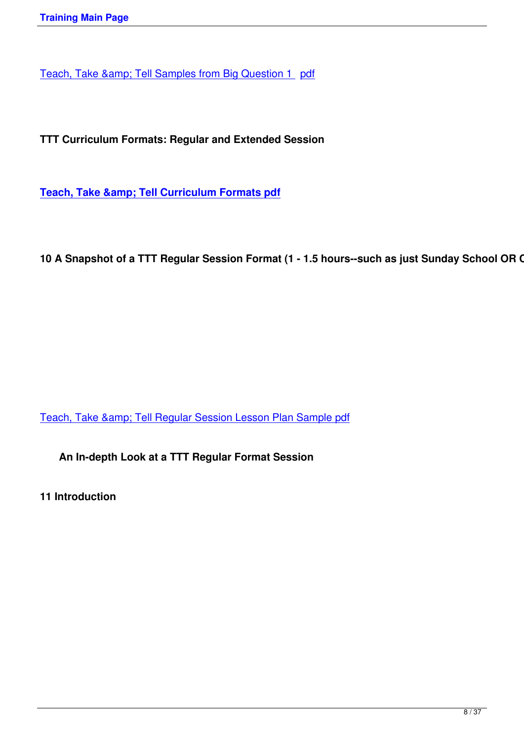Teach, Take &amp; Tell Samples from Big Question 1  pdf

**TTT Curriculum Formats: Regular and Extended Session**

**Teach, Take &amp; Tell Curriculum Formats pdf**

**10 A Snapshot of a TTT Regular Session Format (1 - 1.5 hours--such as just Sunday School OR C**

Teach, Take &amp; Tell Regular Session Lesson Plan Sample pdf

**An In-depth Look at a TTT Regular Format Session**

**11 Introduction**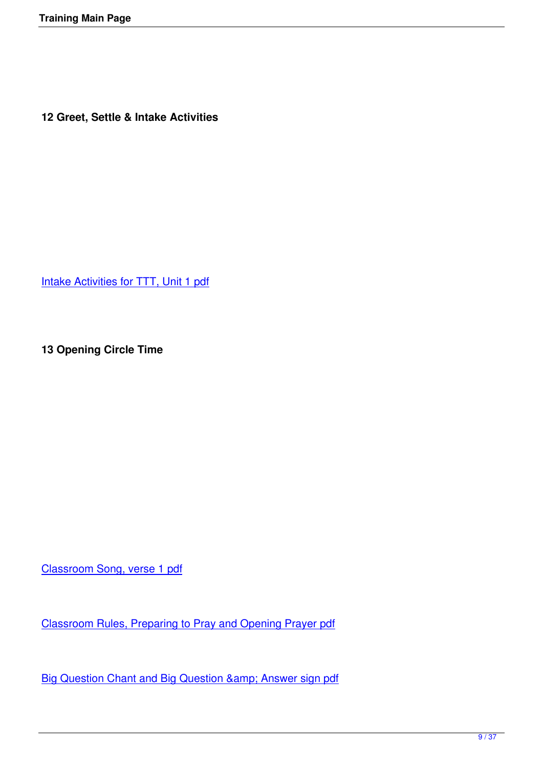**12 Greet, Settle & Intake Activities**

Intake Activities for TTT, Unit 1 pdf

**13 Opening Circle Time**

Classroom Song, verse 1 pdf

Classroom Rules, Preparing to Pray and Opening Prayer pdf

Big Question Chant and Big Question &amp; Answer sign pdf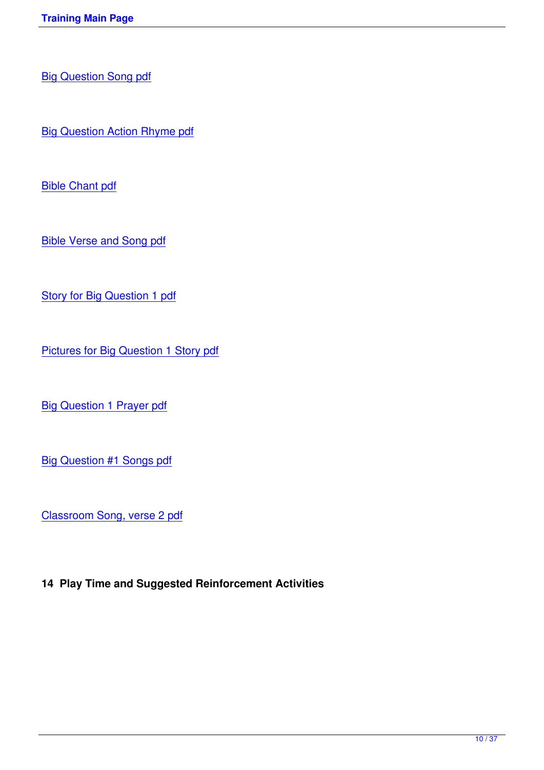Big Question Song pdf

Big Question Action Rhyme pdf

Bible Chant pdf

Bible Verse and Song pdf

Story for Big Question 1 pdf

Pictures for Big Question 1 Story pdf

Big Question 1 Prayer pdf

Big Question #1 Songs pdf

Classroom Song, verse 2 pdf

**14  Play Time and Suggested Reinforcement Activities**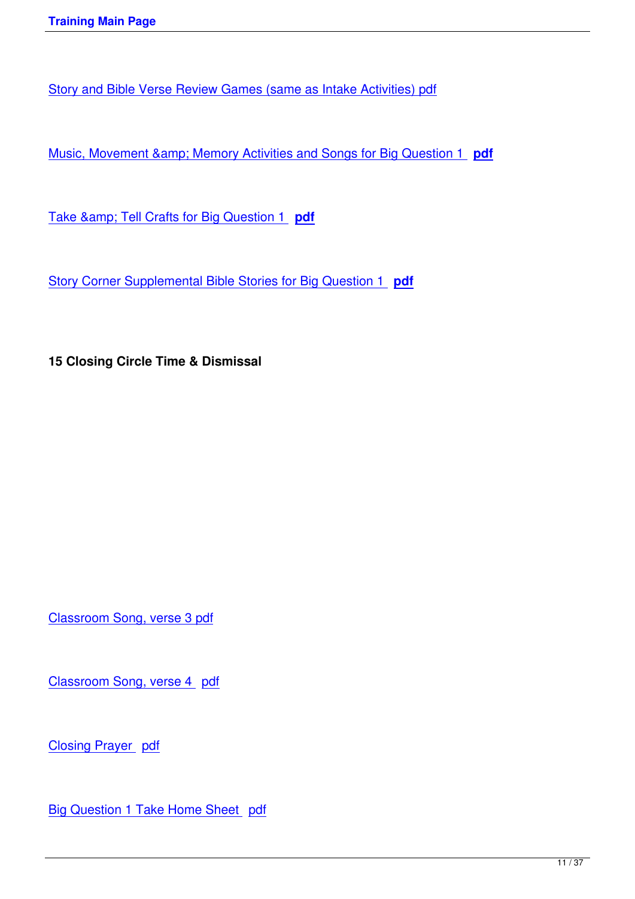Story and Bible Verse Review Games (same as Intake Activities) pdf

Music, Movement &amp; Memory Activities and Songs for Big Question 1 **pdf**

Take &amp; Tell Crafts for Big Question 1 **pdf**

Story Corner Supplemental Bible Stories for Big Question 1 **pdf**

**15 Closing Circle Time & Dismissal**

Classroom Song, verse 3 pdf

Classroom Song, verse 4 pdf

Closing Prayer pdf

Big Question 1 Take Home Sheet pdf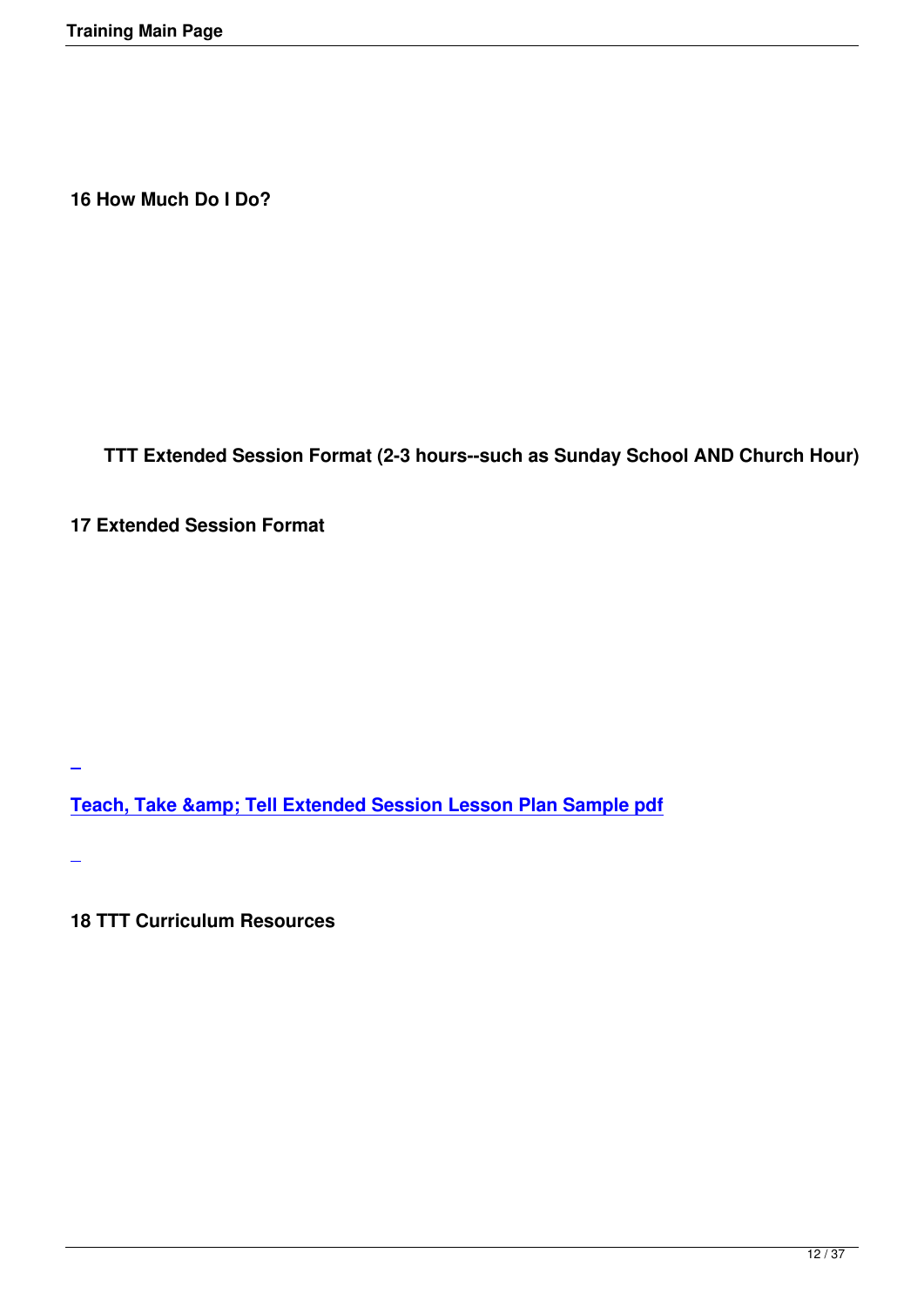**16 How Much Do I Do?**

**TTT Extended Session Format (2-3 hours--such as Sunday School AND Church Hour)**

**17 Extended Session Format**

**Teach, Take &amp; Tell Extended Session Lesson Plan Sample pdf**

**18 TTT Curriculum Resources**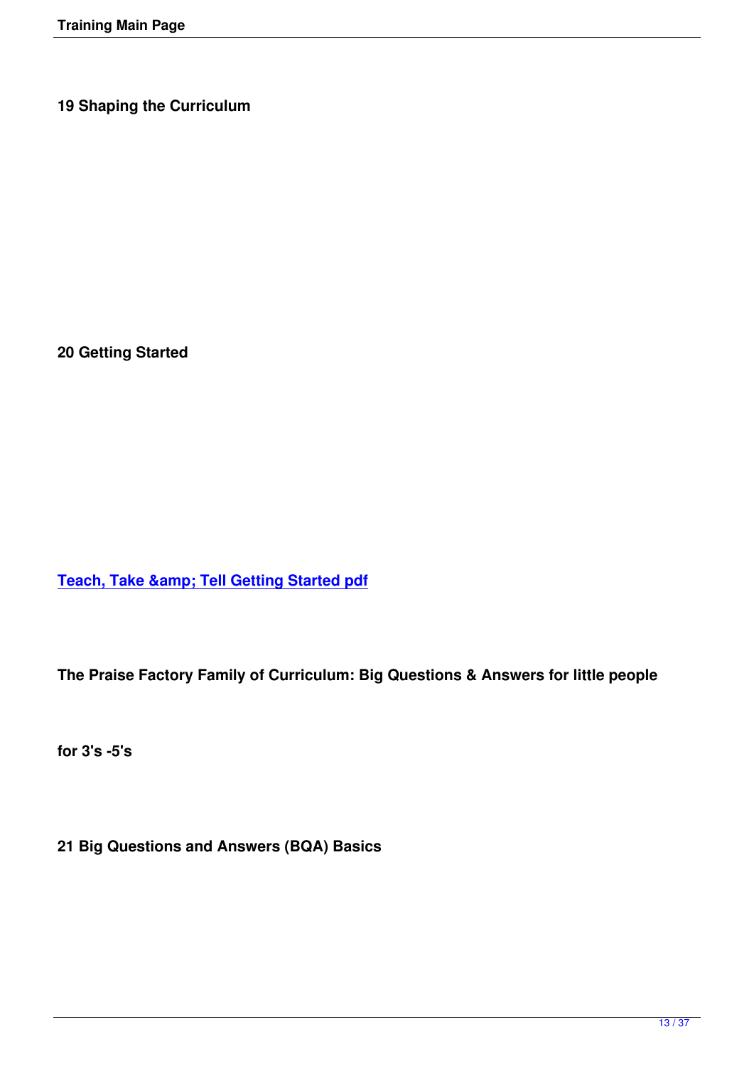**19 Shaping the Curriculum**

**20 Getting Started**

**Teach, Take &amp; Tell Getting Started pdf**

**The Praise Factory Family of Curriculum: Big Questions & Answers for little people**

**for 3's -5's**

**21 Big Questions and Answers (BQA) Basics**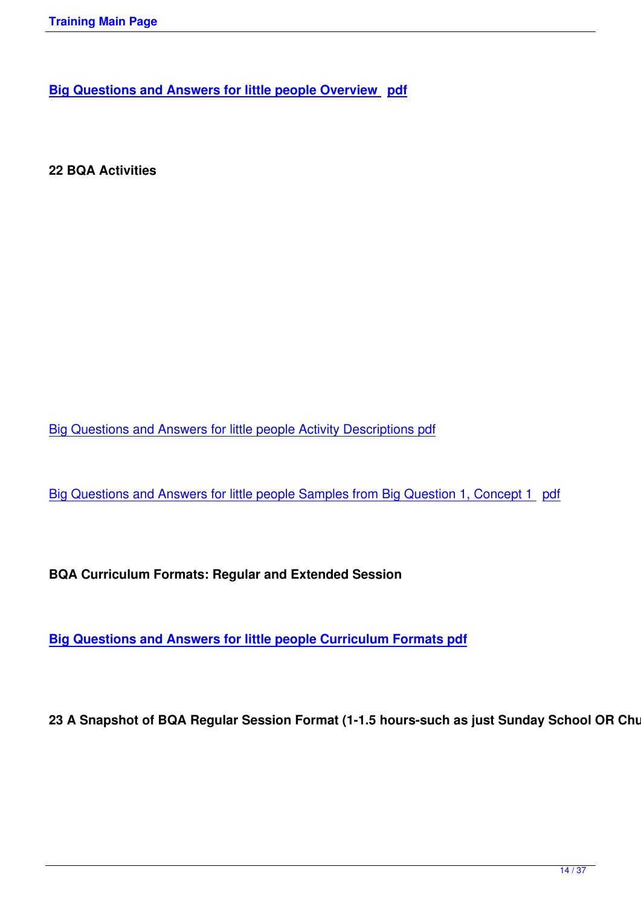**Big Questions and Answers for little people Overview  pdf**

**22 BQA Activities**

Big Questions and Answers for little people Activity Descriptions pdf

Big Questions and Answers for little people Samples from Big Question 1, Concept 1  pdf

**BQA Curriculum Formats: Regular and Extended Session**

**Big Questions and Answers for little people Curriculum Formats pdf**

**23 A Snapshot of BQA Regular Session Format (1-1.5 hours-such as just Sunday School OR Chu**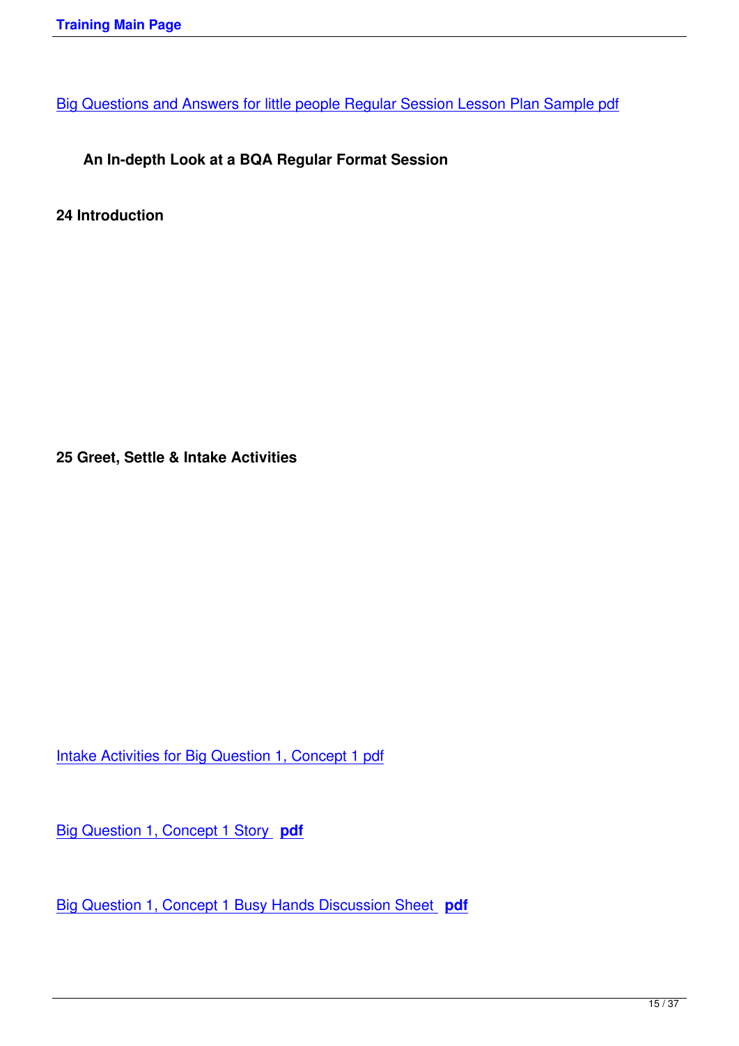Big Questions and Answers for little people Regular Session Lesson Plan Sample pdf

## An In-depth Look at a BQA Regular Format Session

### 24 Introduction

### 25 Greet, Settle & Intake Activities

Intake Activities for Big Question 1, Concept 1 pdf

Big Question 1, Concept 1 Story **pdf**

Big Question 1, Concept 1 Busy Hands Discussion Sheet **pdf**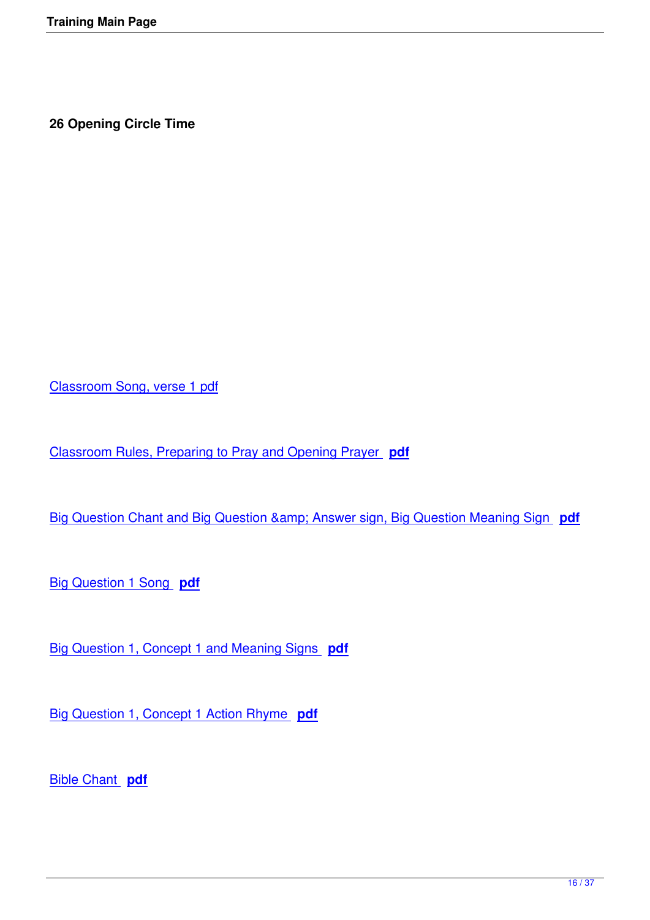**26 Opening Circle Time**

Classroom Song, verse 1 pdf

Classroom Rules, Preparing to Pray and Opening Prayer **pdf**

Big Question Chant and Big Question &amp; Answer sign, Big Question Meaning Sign **pdf**

Big Question 1 Song **pdf**

Big Question 1, Concept 1 and Meaning Signs **pdf**

Big Question 1, Concept 1 Action Rhyme **pdf**

Bible Chant **pdf**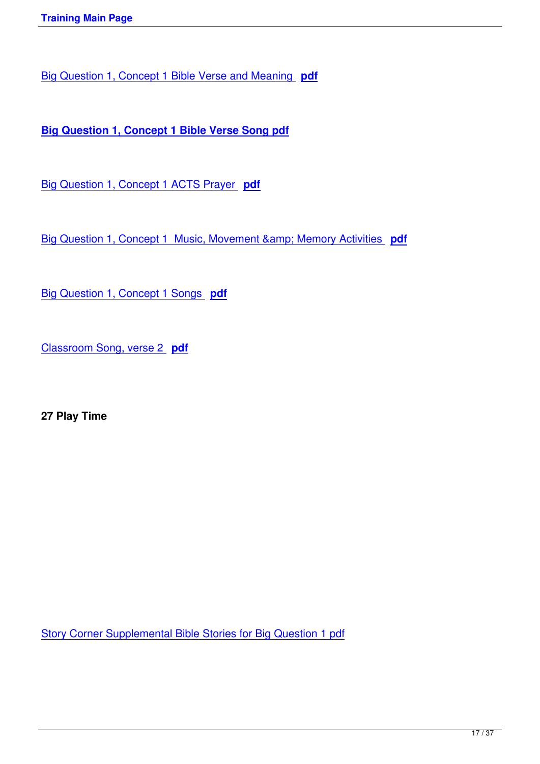Big Question 1, Concept 1 Bible Verse and Meaning **pdf**

**Big Question 1, Concept 1 Bible Verse Song pdf**

Big Question 1, Concept 1 ACTS Prayer **pdf**

Big Question 1, Concept 1 Music, Movement &amp; Memory Activities **pdf**

Big Question 1, Concept 1 Songs **pdf**

Classroom Song, verse 2 **pdf**

**27 Play Time**

Story Corner Supplemental Bible Stories for Big Question 1 pdf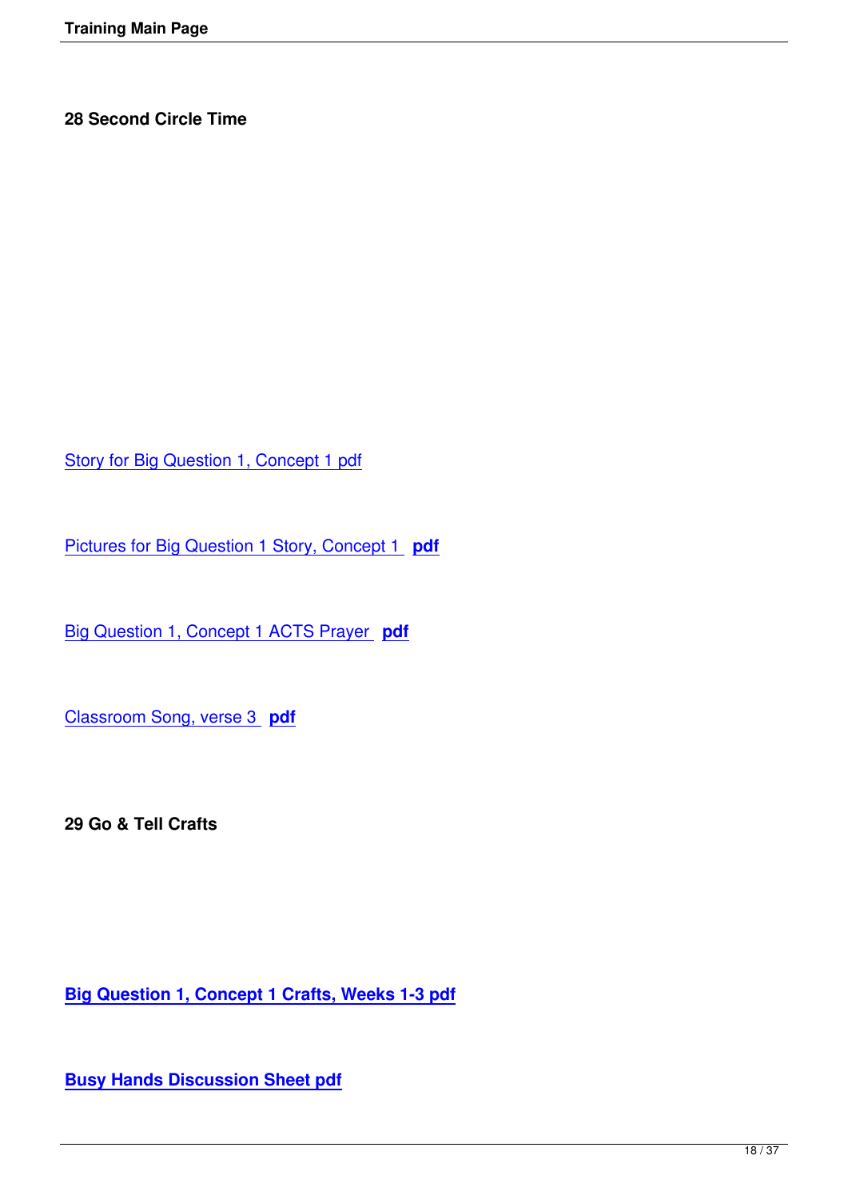### 28 Second Circle Time

Story for Big Question 1, Concept 1 pdf

Pictures for Big Question 1 Story, Concept 1 **pdf**

Big Question 1, Concept 1 ACTS Prayer **pdf**

Classroom Song, verse 3 **pdf**

### 29 Go & Tell Crafts

**Big Question 1, Concept 1 Crafts, Weeks 1-3 pdf**

**Busy Hands Discussion Sheet pdf**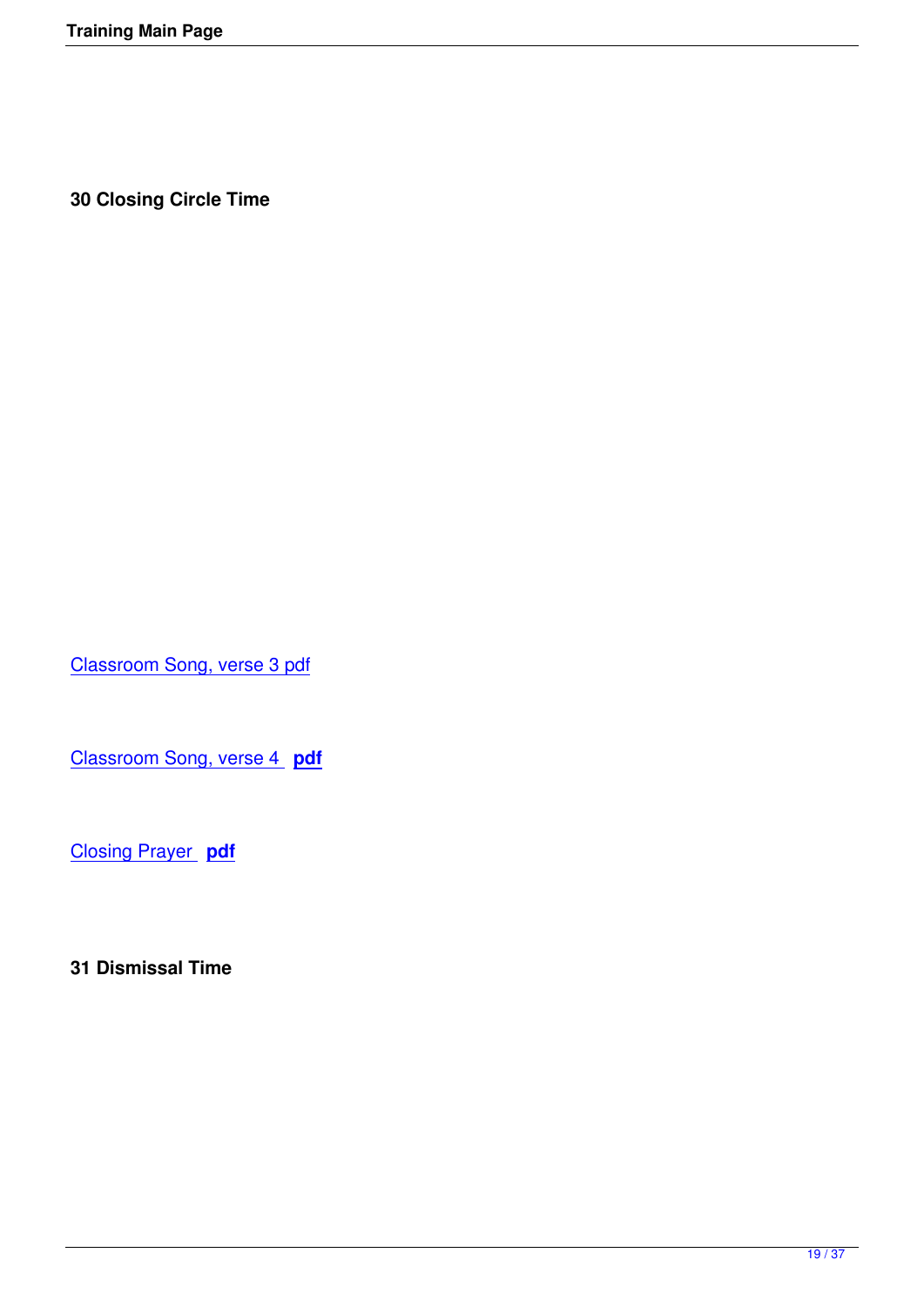**30 Closing Circle Time**

Classroom Song, verse 3 pdf

Classroom Song, verse 4 **pdf**

Closing Prayer **pdf**

**31 Dismissal Time**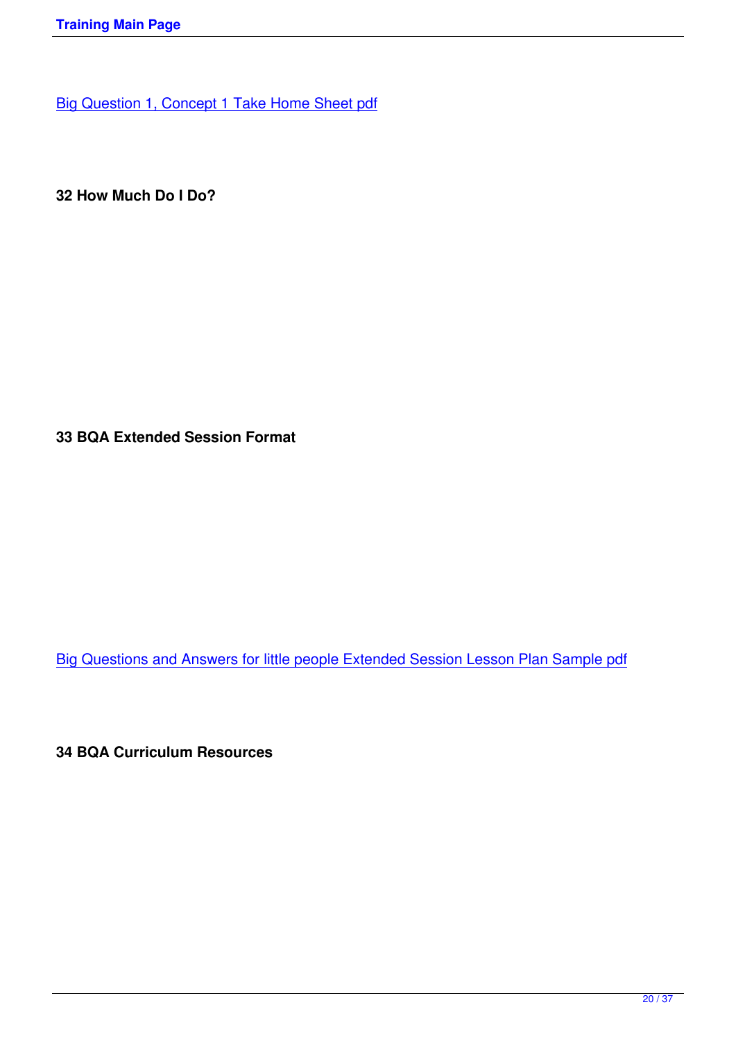[Big Question 1, Concept 1 Take Home Sheet pdf]

**32 How Much Do I Do?**

**33 BQA Extended Session Format**

[Big Questions and Answers for little people Extended Session Lesson Plan Sample pdf]

**34 BQA Curriculum Resources**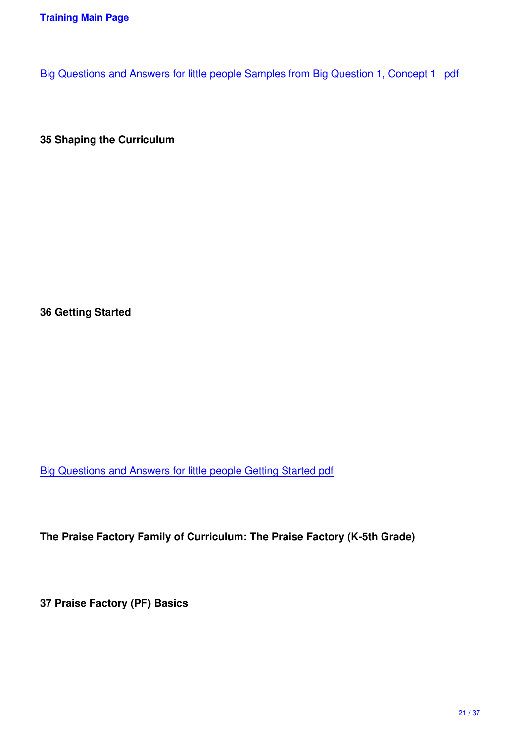Big Questions and Answers for little people Samples from Big Question 1, Concept 1 pdf

**35 Shaping the Curriculum**

**36 Getting Started**

Big Questions and Answers for little people Getting Started pdf

**The Praise Factory Family of Curriculum: The Praise Factory (K-5th Grade)**

**37 Praise Factory (PF) Basics**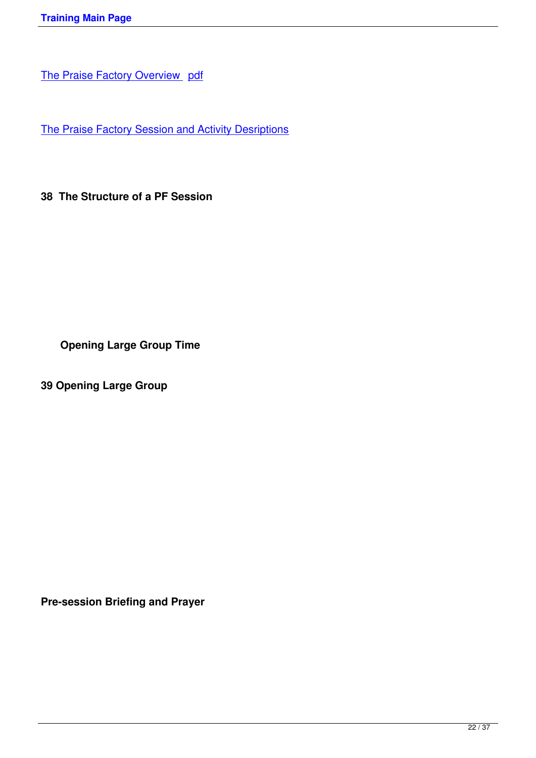[The Praise Factory Overview](#) [pdf](#)

[The Praise Factory Session and Activity Desriptions](#)

**38 The Structure of a PF Session**

**Opening Large Group Time**

**39 Opening Large Group**

**Pre-session Briefing and Prayer**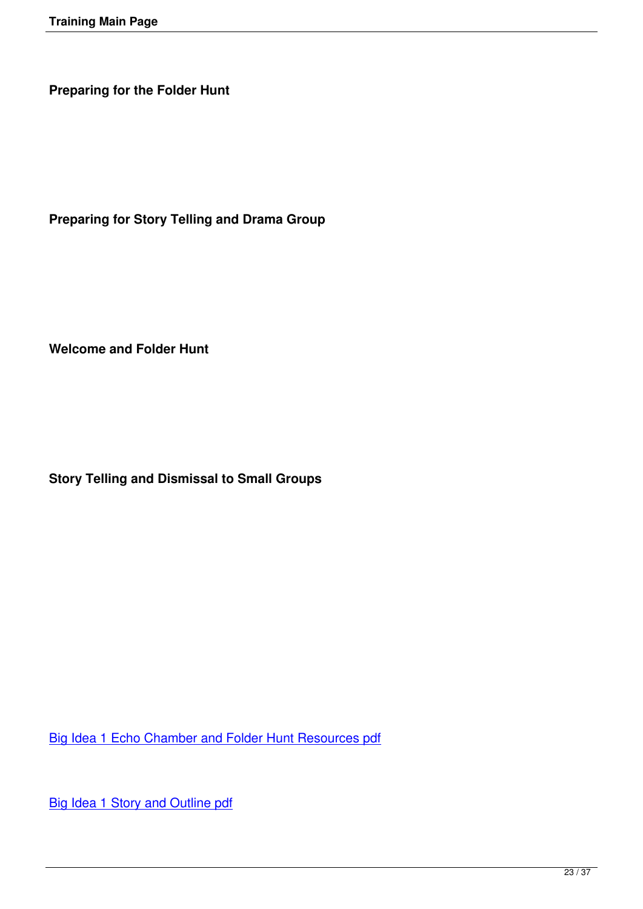**Preparing for the Folder Hunt**

**Preparing for Story Telling and Drama Group**

**Welcome and Folder Hunt**

**Story Telling and Dismissal to Small Groups**

Big Idea 1 Echo Chamber and Folder Hunt Resources pdf

Big Idea 1 Story and Outline pdf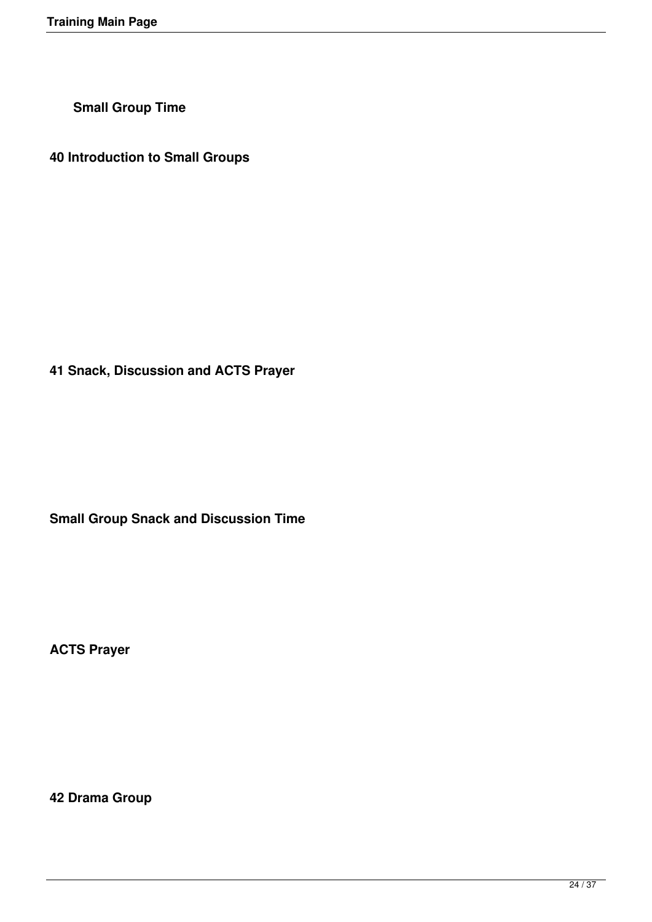**Small Group Time**

**40 Introduction to Small Groups**

**41 Snack, Discussion and ACTS Prayer**

**Small Group Snack and Discussion Time**

**ACTS Prayer**

**42 Drama Group**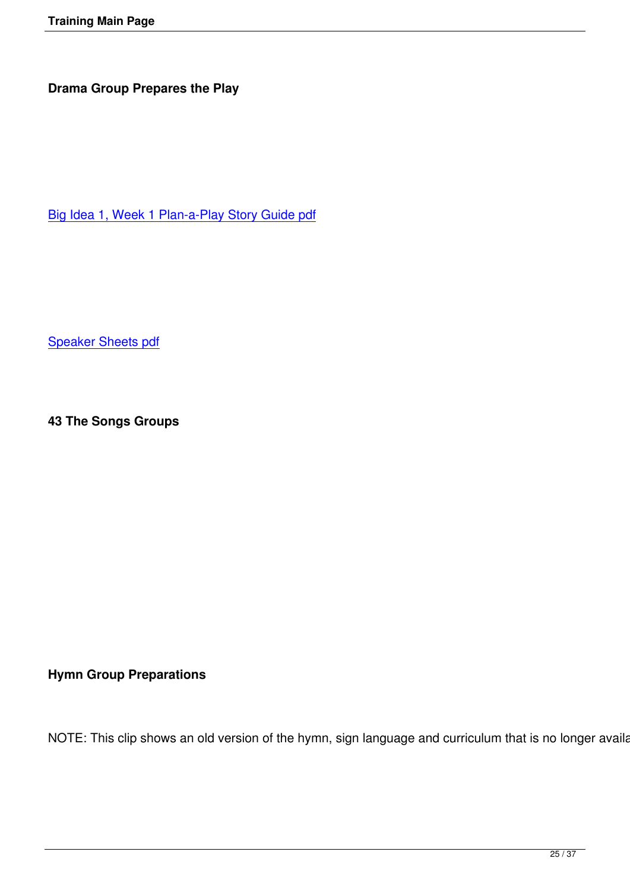**Drama Group Prepares the Play**

[Big Idea 1, Week 1 Plan-a-Play Story Guide pdf]

[Speaker Sheets pdf]

**43 The Songs Groups**

**Hymn Group Preparations**

NOTE: This clip shows an old version of the hymn, sign language and curriculum that is no longer availa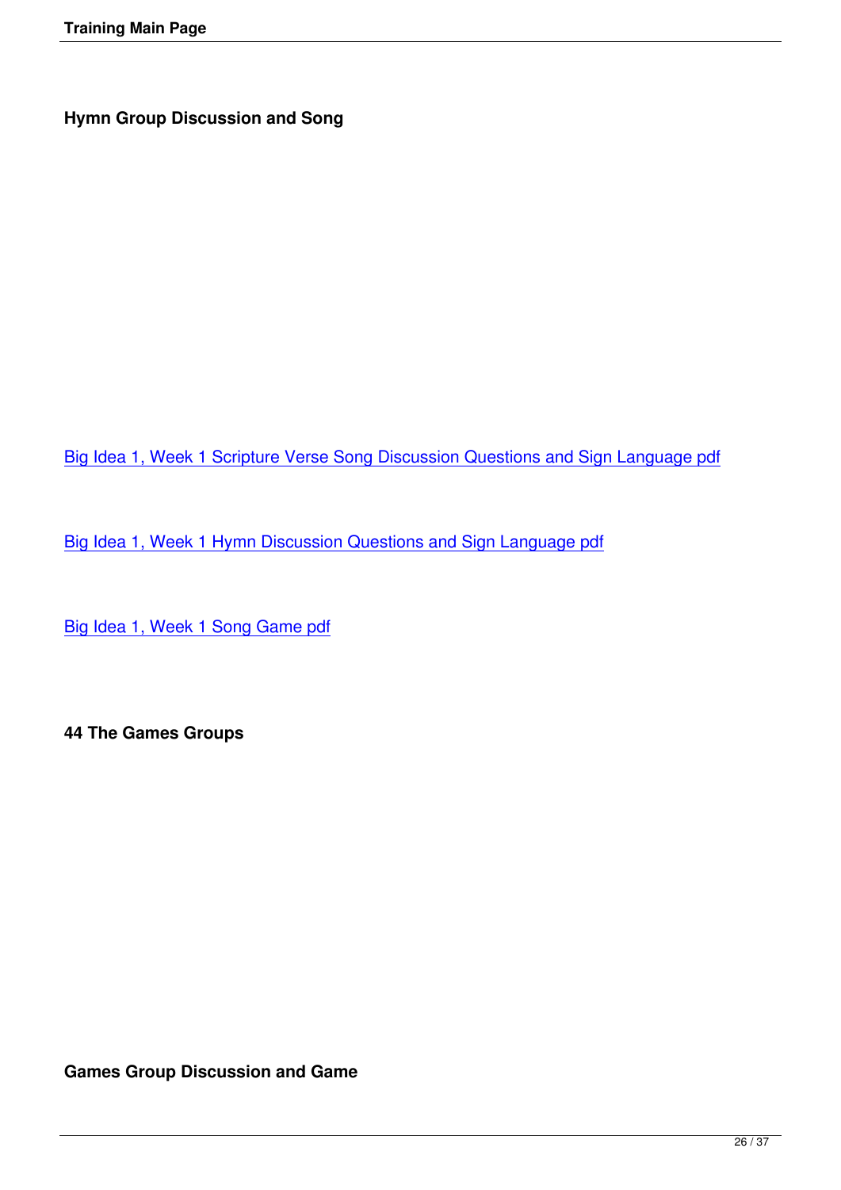**Hymn Group Discussion and Song**

[Big Idea 1, Week 1 Scripture Verse Song Discussion Questions and Sign Language pdf]

[Big Idea 1, Week 1 Hymn Discussion Questions and Sign Language pdf]

[Big Idea 1, Week 1 Song Game pdf]

**44 The Games Groups**

**Games Group Discussion and Game**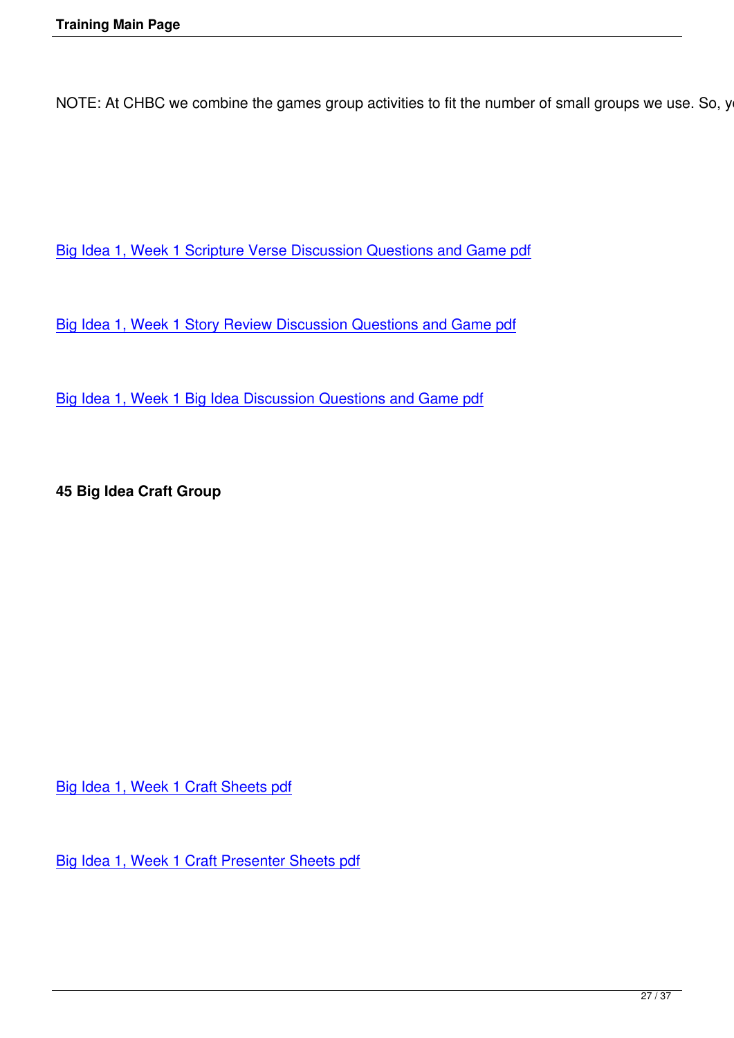NOTE: At CHBC we combine the games group activities to fit the number of small groups we use. So, y

[Big Idea 1, Week 1 Scripture Verse Discussion Questions and Game pdf]

[Big Idea 1, Week 1 Story Review Discussion Questions and Game pdf]

[Big Idea 1, Week 1 Big Idea Discussion Questions and Game pdf]

**45 Big Idea Craft Group**

[Big Idea 1, Week 1 Craft Sheets pdf]

[Big Idea 1, Week 1 Craft Presenter Sheets pdf]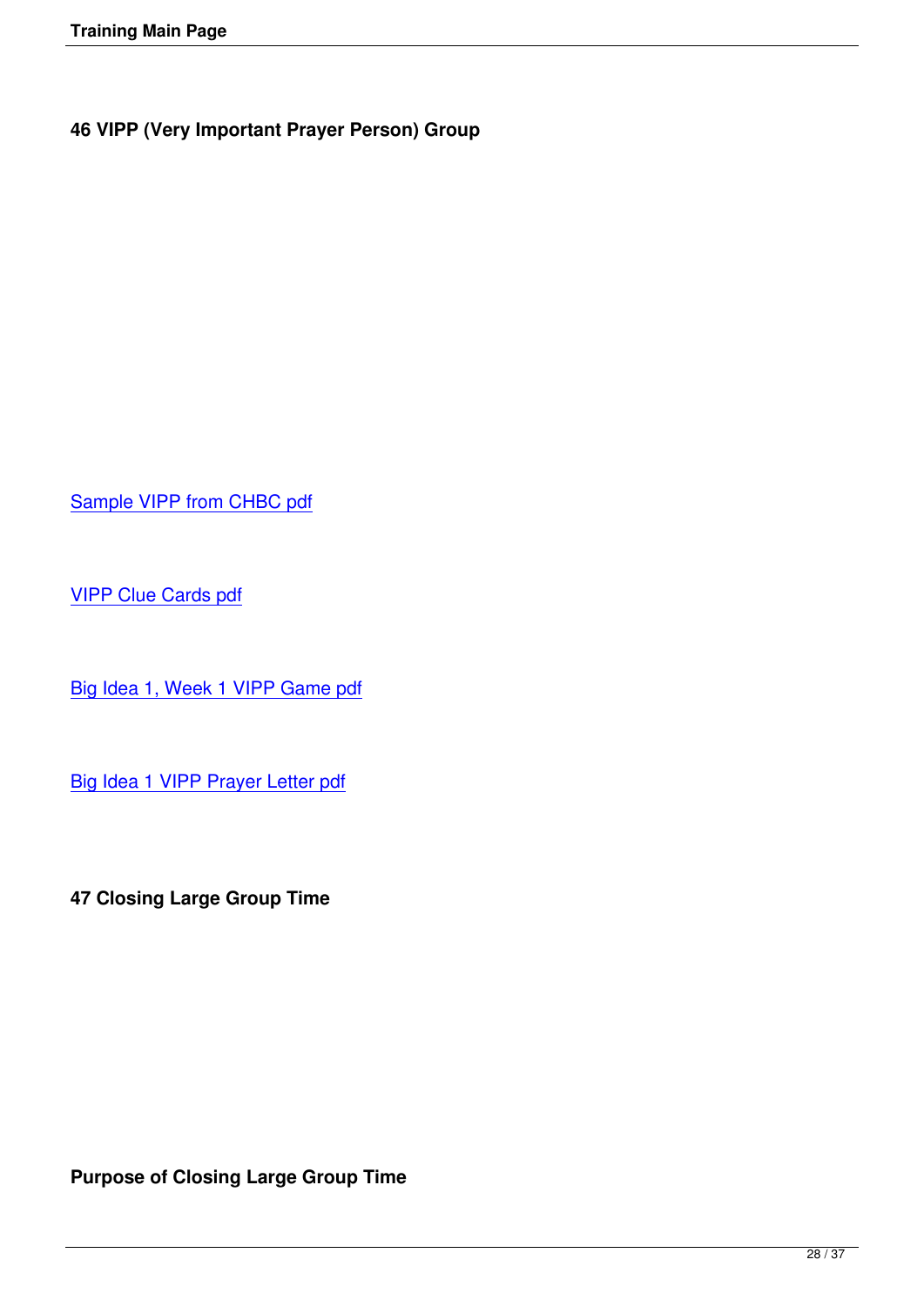### 46 VIPP (Very Important Prayer Person) Group

Sample VIPP from CHBC pdf

VIPP Clue Cards pdf

Big Idea 1, Week 1 VIPP Game pdf

Big Idea 1 VIPP Prayer Letter pdf

### 47 Closing Large Group Time

**Purpose of Closing Large Group Time**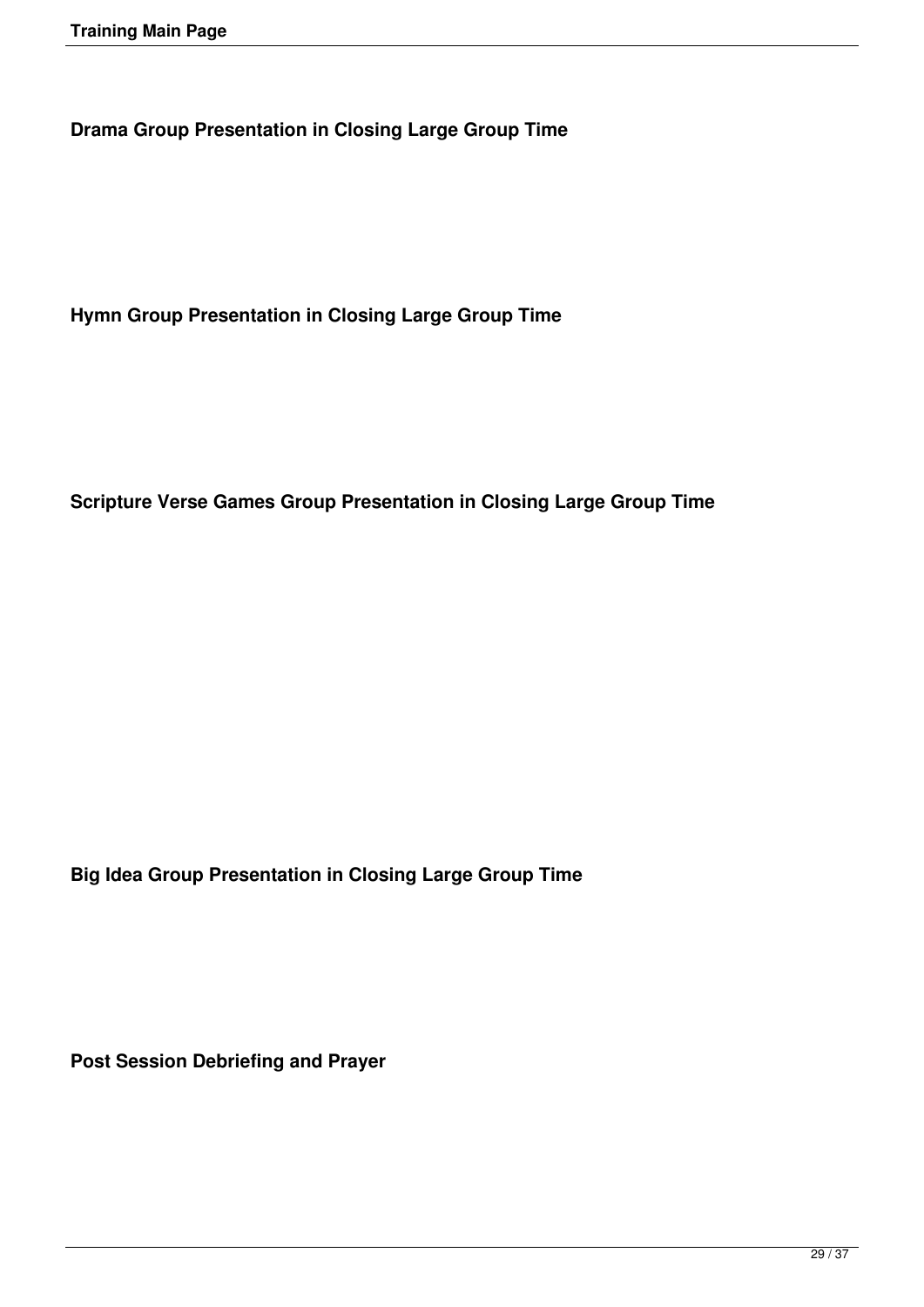**Drama Group Presentation in Closing Large Group Time**

**Hymn Group Presentation in Closing Large Group Time**

**Scripture Verse Games Group Presentation in Closing Large Group Time**

**Big Idea Group Presentation in Closing Large Group Time**

**Post Session Debriefing and Prayer**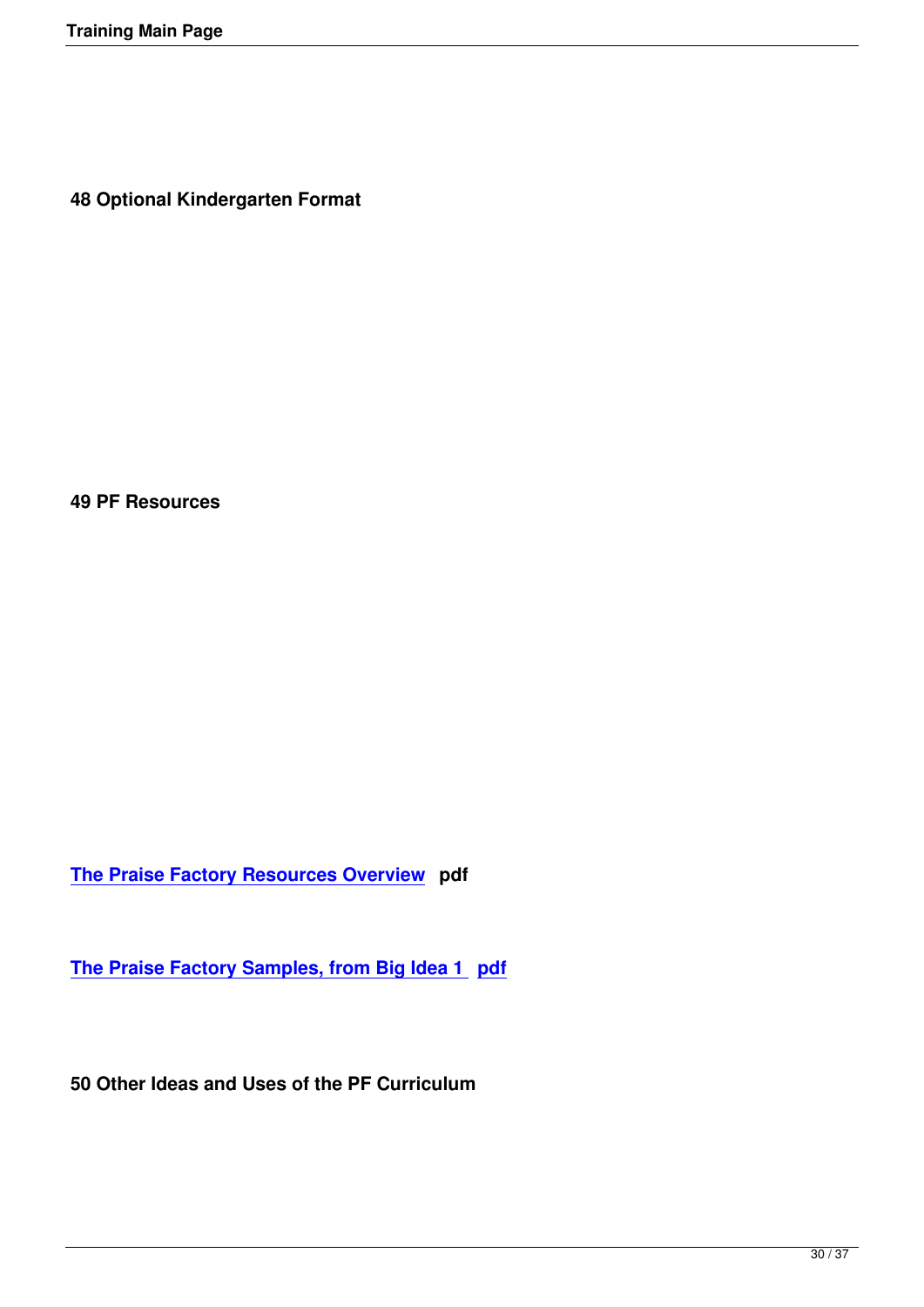**48 Optional Kindergarten Format**

**49 PF Resources**

**The Praise Factory Resources Overview** **pdf**

**The Praise Factory Samples, from Big Idea 1** **pdf**

**50 Other Ideas and Uses of the PF Curriculum**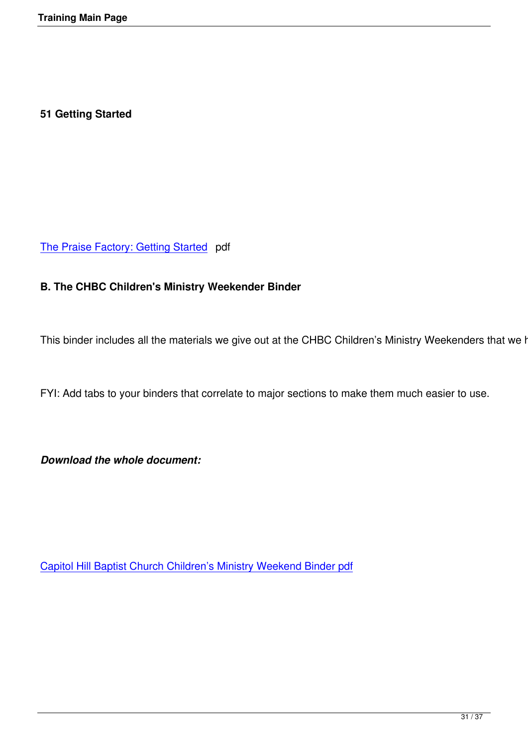**51 Getting Started**

[The Praise Factory: Getting Started](#) pdf

**B. The CHBC Children's Ministry Weekender Binder**

This binder includes all the materials we give out at the CHBC Children's Ministry Weekenders that we h

FYI: Add tabs to your binders that correlate to major sections to make them much easier to use.

***Download the whole document:***

[Capitol Hill Baptist Church Children's Ministry Weekend Binder pdf](#)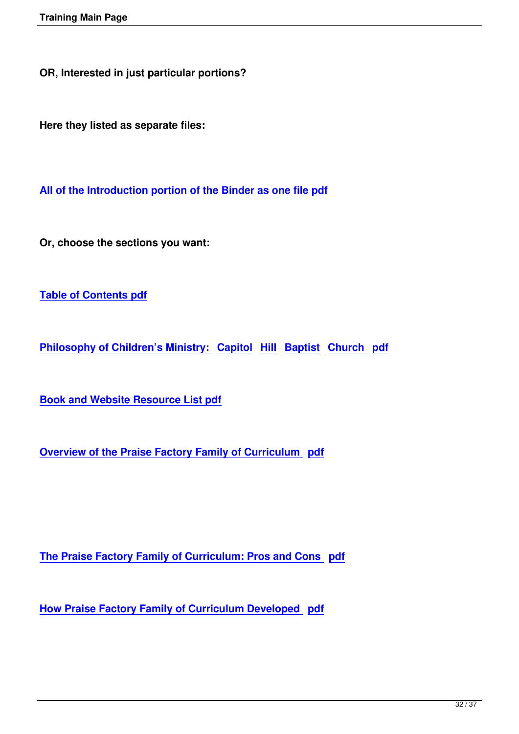**OR, Interested in just particular portions?**

**Here they listed as separate files:**

**All of the Introduction portion of the Binder as one file pdf**

**Or, choose the sections you want:**

**Table of Contents pdf**

**Philosophy of Children's Ministry: Capitol Hill Baptist Church pdf**

**Book and Website Resource List pdf**

**Overview of the Praise Factory Family of Curriculum pdf**

**The Praise Factory Family of Curriculum: Pros and Cons pdf**

**How Praise Factory Family of Curriculum Developed pdf**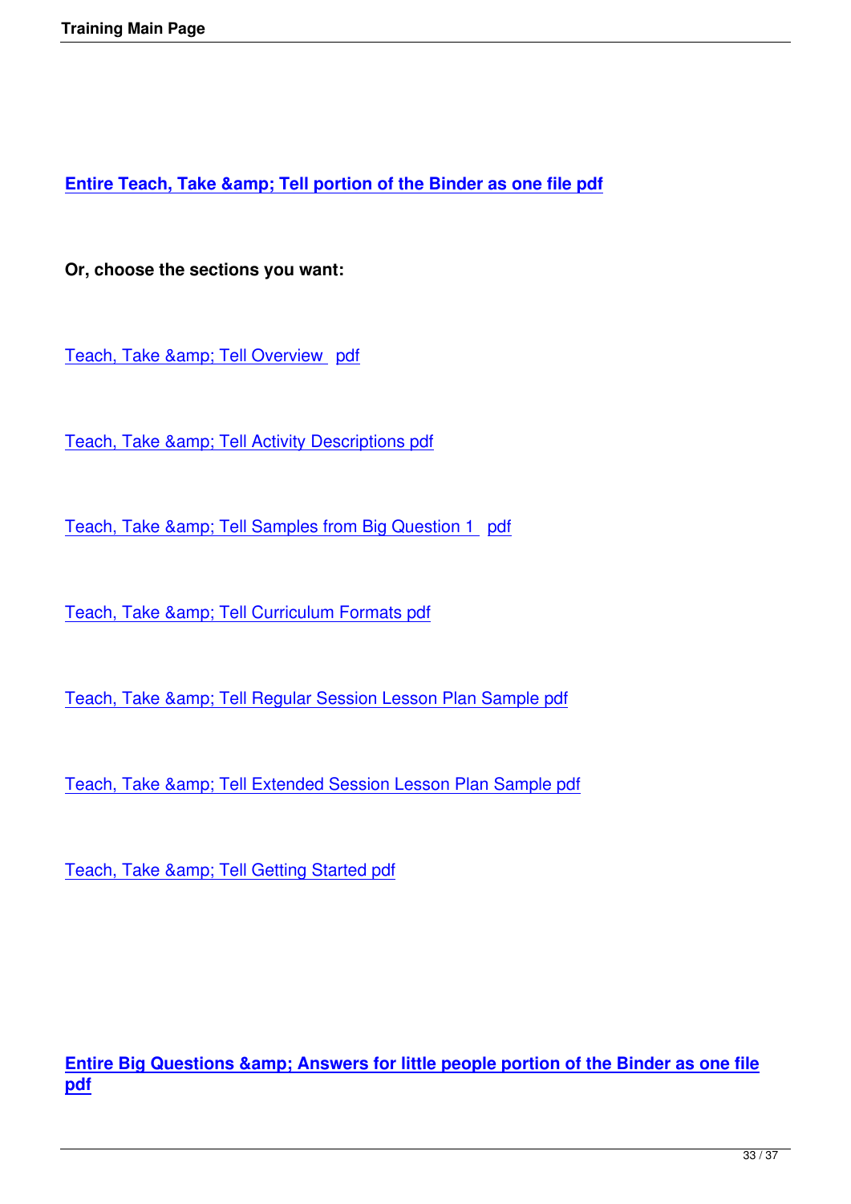**Entire Teach, Take &amp; Tell portion of the Binder as one file pdf**

**Or, choose the sections you want:**

Teach, Take &amp; Tell Overview pdf

Teach, Take &amp; Tell Activity Descriptions pdf

Teach, Take &amp; Tell Samples from Big Question 1 pdf

Teach, Take &amp; Tell Curriculum Formats pdf

Teach, Take &amp; Tell Regular Session Lesson Plan Sample pdf

Teach, Take &amp; Tell Extended Session Lesson Plan Sample pdf

Teach, Take &amp; Tell Getting Started pdf

**Entire Big Questions &amp; Answers for little people portion of the Binder as one file pdf**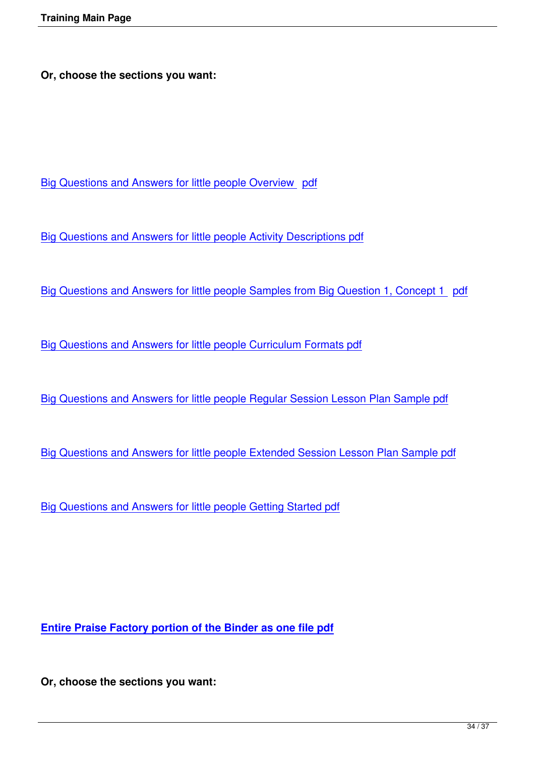**Or, choose the sections you want:**

Big Questions and Answers for little people Overview  pdf

Big Questions and Answers for little people Activity Descriptions pdf

Big Questions and Answers for little people Samples from Big Question 1, Concept 1  pdf

Big Questions and Answers for little people Curriculum Formats pdf

Big Questions and Answers for little people Regular Session Lesson Plan Sample pdf

Big Questions and Answers for little people Extended Session Lesson Plan Sample pdf

Big Questions and Answers for little people Getting Started pdf

**Entire Praise Factory portion of the Binder as one file pdf**

**Or, choose the sections you want:**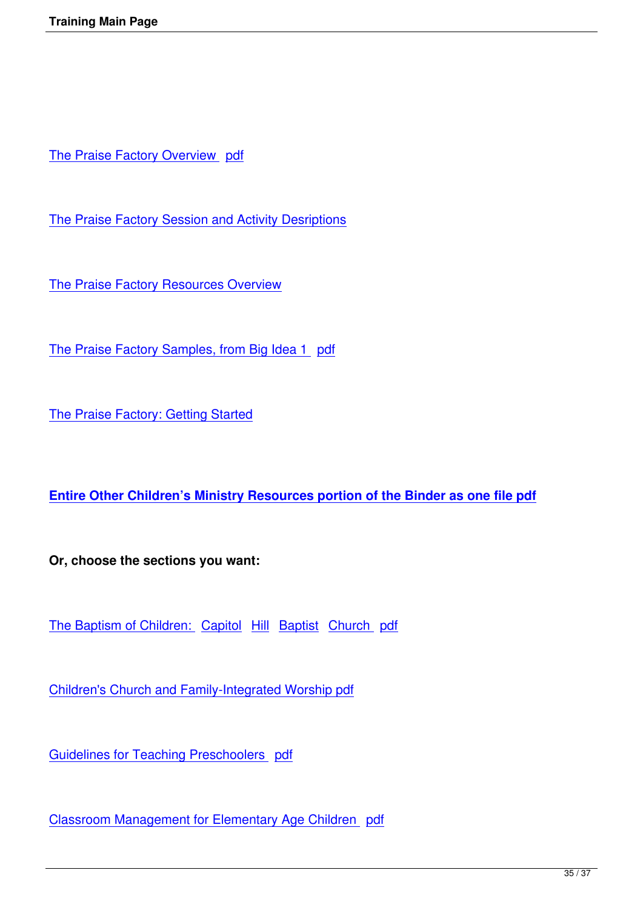The Praise Factory Overview pdf

The Praise Factory Session and Activity Desriptions

The Praise Factory Resources Overview

The Praise Factory Samples, from Big Idea 1 pdf

The Praise Factory: Getting Started

**Entire Other Children's Ministry Resources portion of the Binder as one file pdf**

**Or, choose the sections you want:**

The Baptism of Children: Capitol Hill Baptist Church pdf

Children's Church and Family-Integrated Worship pdf

Guidelines for Teaching Preschoolers pdf

Classroom Management for Elementary Age Children pdf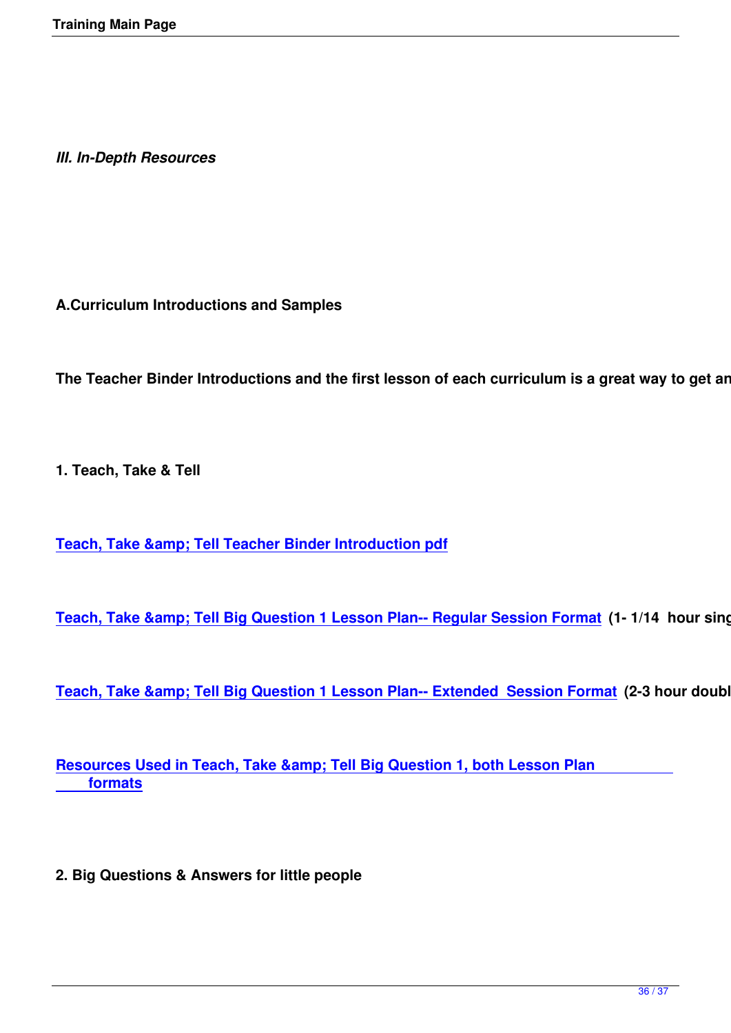*III. In-Depth Resources*

**A.Curriculum Introductions and Samples**

**The Teacher Binder Introductions and the first lesson of each curriculum is a great way to get an**

**1. Teach, Take & Tell**

**Teach, Take &amp; Tell Teacher Binder Introduction pdf**

**Teach, Take &amp; Tell Big Question 1 Lesson Plan-- Regular Session Format (1- 1/14 hour sing**

**Teach, Take &amp; Tell Big Question 1 Lesson Plan-- Extended Session Format (2-3 hour doubl**

**Resources Used in Teach, Take &amp; Tell Big Question 1, both Lesson Plan formats**

**2. Big Questions & Answers for little people**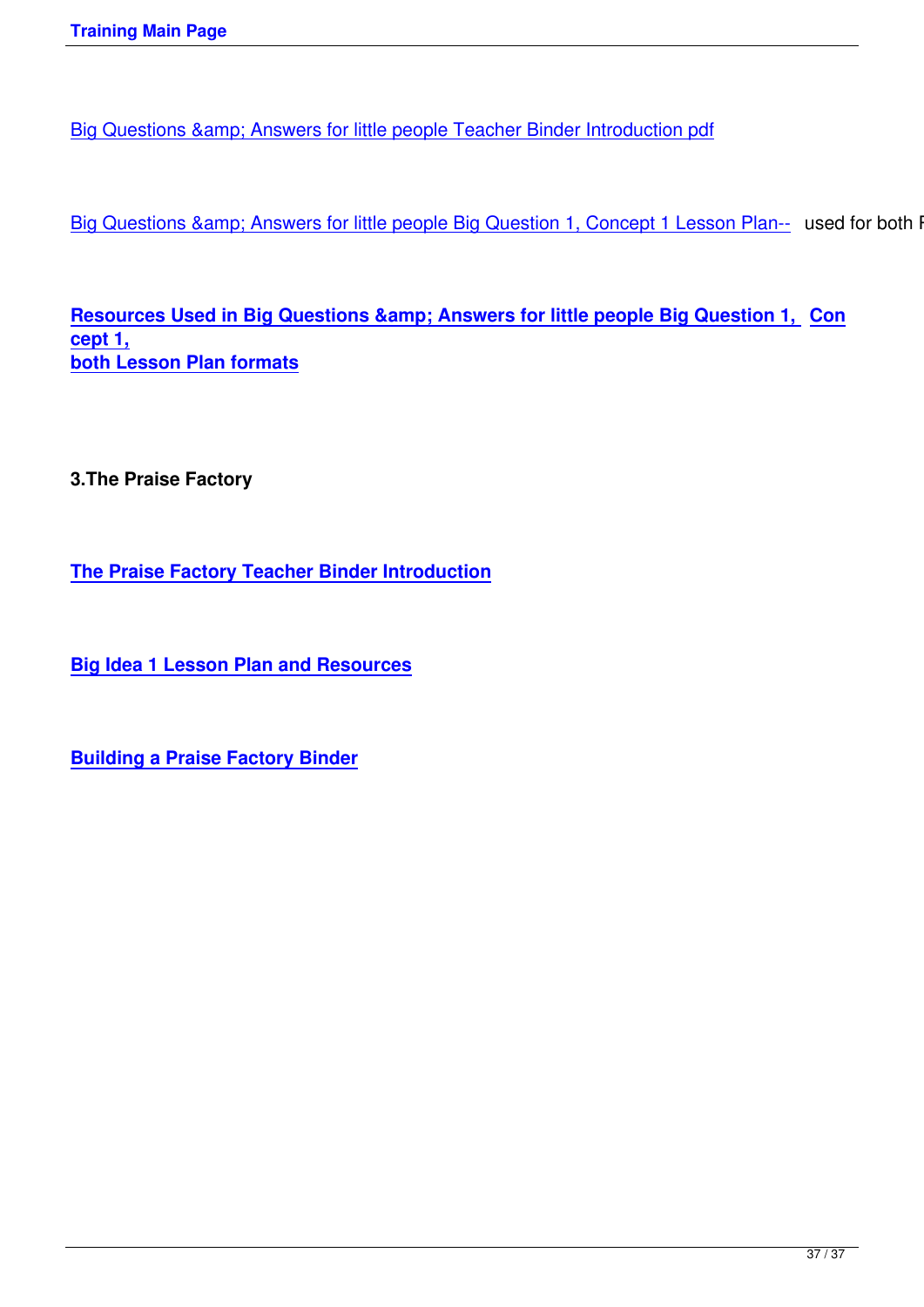Big Questions &amp; Answers for little people Teacher Binder Introduction pdf

Big Questions &amp; Answers for little people Big Question 1, Concept 1 Lesson Plan-- used for both F

**Resources Used in Big Questions &amp; Answers for little people Big Question 1, Concept 1, both Lesson Plan formats**

**3.The Praise Factory**

**The Praise Factory Teacher Binder Introduction**

**Big Idea 1 Lesson Plan and Resources**

**Building a Praise Factory Binder**